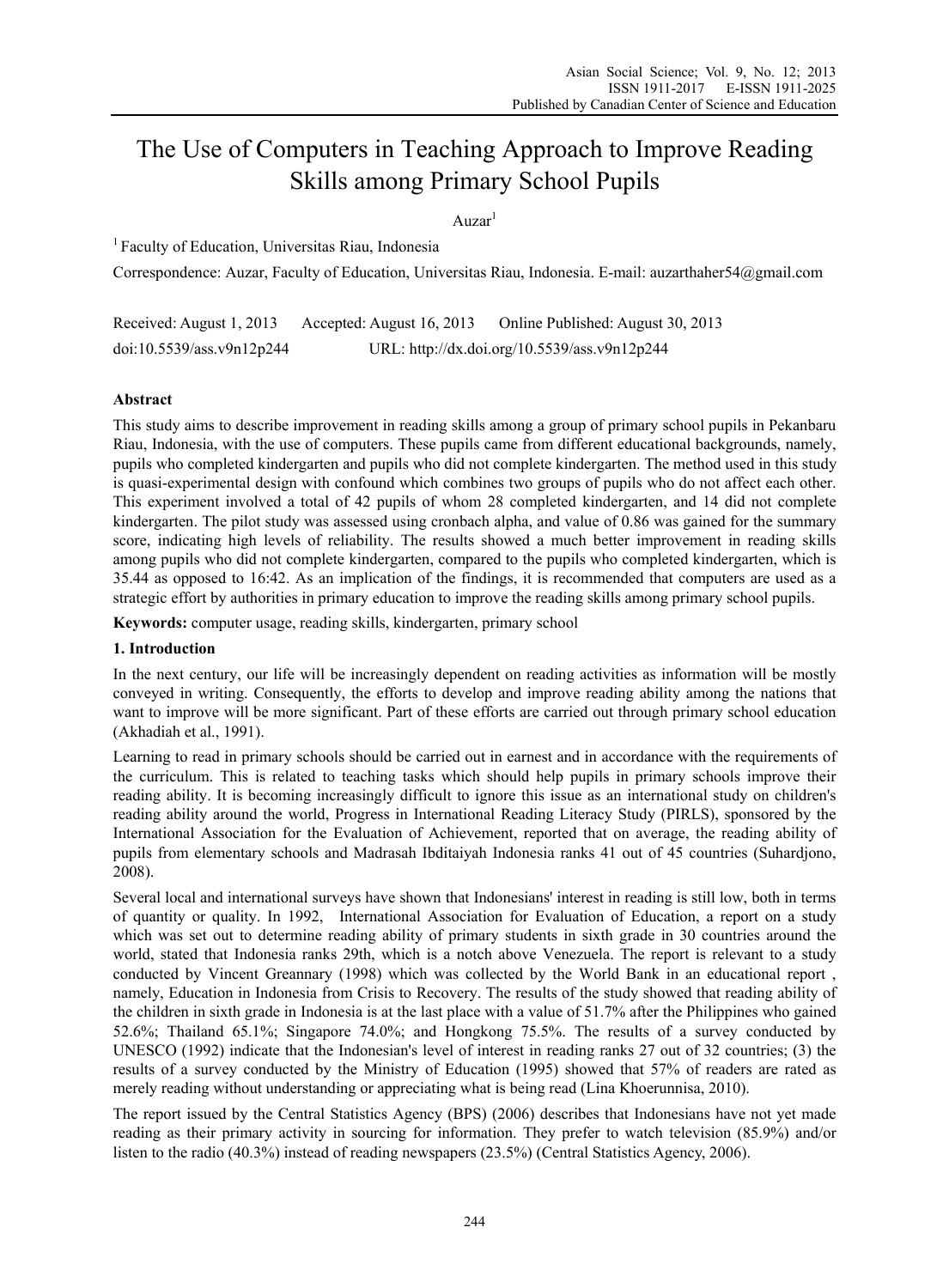# The Use of Computers in Teaching Approach to Improve Reading Skills among Primary School Pupils

Auzar[1]

[1] Faculty of Education, Universitas Riau, Indonesia

Correspondence: Auzar, Faculty of Education, Universitas Riau, Indonesia. E-mail: auzarthaher54@gmail.com

Received: August 1, 2013 Accepted: August 16, 2013 Online Published: August 30, 2013

doi:10.5539/ass.v9n12p244 URL: http://dx.doi.org/10.5539/ass.v9n12p244

## Abstract

This study aims to describe improvement in reading skills among a group of primary school pupils in Pekanbaru Riau, Indonesia, with the use of computers. These pupils came from different educational backgrounds, namely, pupils who completed kindergarten and pupils who did not complete kindergarten. The method used in this study is quasi-experimental design with confound which combines two groups of pupils who do not affect each other. This experiment involved a total of 42 pupils of whom 28 completed kindergarten, and 14 did not complete kindergarten. The pilot study was assessed using cronbach alpha, and value of 0.86 was gained for the summary score, indicating high levels of reliability. The results showed a much better improvement in reading skills among pupils who did not complete kindergarten, compared to the pupils who completed kindergarten, which is 35.44 as opposed to 16:42. As an implication of the findings, it is recommended that computers are used as a strategic effort by authorities in primary education to improve the reading skills among primary school pupils.

**Keywords:** computer usage, reading skills, kindergarten, primary school

## 1. Introduction

In the next century, our life will be increasingly dependent on reading activities as information will be mostly conveyed in writing. Consequently, the efforts to develop and improve reading ability among the nations that want to improve will be more significant. Part of these efforts are carried out through primary school education (Akhadiah et al., 1991).

Learning to read in primary schools should be carried out in earnest and in accordance with the requirements of the curriculum. This is related to teaching tasks which should help pupils in primary schools improve their reading ability. It is becoming increasingly difficult to ignore this issue as an international study on children's reading ability around the world, Progress in International Reading Literacy Study (PIRLS), sponsored by the International Association for the Evaluation of Achievement, reported that on average, the reading ability of pupils from elementary schools and Madrasah Ibditaiyah Indonesia ranks 41 out of 45 countries (Suhardjono, 2008).

Several local and international surveys have shown that Indonesians' interest in reading is still low, both in terms of quantity or quality. In 1992, International Association for Evaluation of Education, a report on a study which was set out to determine reading ability of primary students in sixth grade in 30 countries around the world, stated that Indonesia ranks 29th, which is a notch above Venezuela. The report is relevant to a study conducted by Vincent Greannary (1998) which was collected by the World Bank in an educational report , namely, Education in Indonesia from Crisis to Recovery. The results of the study showed that reading ability of the children in sixth grade in Indonesia is at the last place with a value of 51.7% after the Philippines who gained 52.6%; Thailand 65.1%; Singapore 74.0%; and Hongkong 75.5%. The results of a survey conducted by UNESCO (1992) indicate that the Indonesian's level of interest in reading ranks 27 out of 32 countries; (3) the results of a survey conducted by the Ministry of Education (1995) showed that 57% of readers are rated as merely reading without understanding or appreciating what is being read (Lina Khoerunnisa, 2010).

The report issued by the Central Statistics Agency (BPS) (2006) describes that Indonesians have not yet made reading as their primary activity in sourcing for information. They prefer to watch television (85.9%) and/or listen to the radio (40.3%) instead of reading newspapers (23.5%) (Central Statistics Agency, 2006).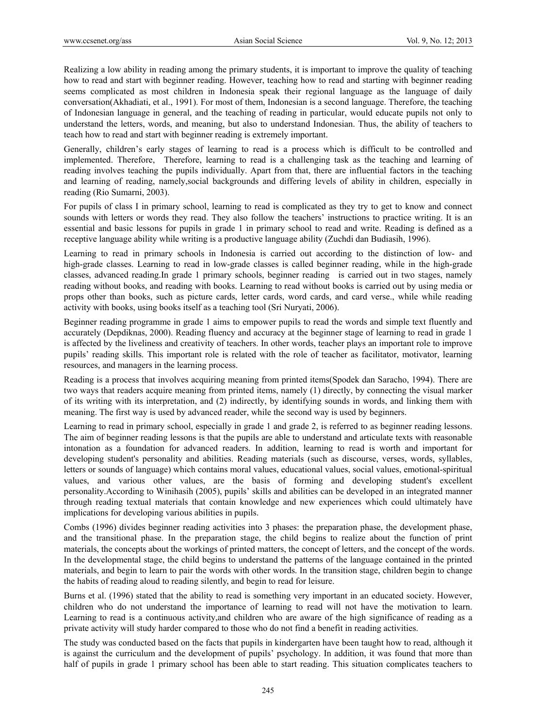Realizing a low ability in reading among the primary students, it is important to improve the quality of teaching how to read and start with beginner reading. However, teaching how to read and starting with beginner reading seems complicated as most children in Indonesia speak their regional language as the language of daily conversation(Akhadiati, et al., 1991). For most of them, Indonesian is a second language. Therefore, the teaching of Indonesian language in general, and the teaching of reading in particular, would educate pupils not only to understand the letters, words, and meaning, but also to understand Indonesian. Thus, the ability of teachers to teach how to read and start with beginner reading is extremely important.

Generally, children's early stages of learning to read is a process which is difficult to be controlled and implemented. Therefore, Therefore, learning to read is a challenging task as the teaching and learning of reading involves teaching the pupils individually. Apart from that, there are influential factors in the teaching and learning of reading, namely,social backgrounds and differing levels of ability in children, especially in reading (Rio Sumarni, 2003).

For pupils of class I in primary school, learning to read is complicated as they try to get to know and connect sounds with letters or words they read. They also follow the teachers' instructions to practice writing. It is an essential and basic lessons for pupils in grade 1 in primary school to read and write. Reading is defined as a receptive language ability while writing is a productive language ability (Zuchdi dan Budiasih, 1996).

Learning to read in primary schools in Indonesia is carried out according to the distinction of low- and high-grade classes. Learning to read in low-grade classes is called beginner reading, while in the high-grade classes, advanced reading.In grade 1 primary schools, beginner reading is carried out in two stages, namely reading without books, and reading with books. Learning to read without books is carried out by using media or props other than books, such as picture cards, letter cards, word cards, and card verse., while while reading activity with books, using books itself as a teaching tool (Sri Nuryati, 2006).

Beginner reading programme in grade 1 aims to empower pupils to read the words and simple text fluently and accurately (Depdiknas, 2000). Reading fluency and accuracy at the beginner stage of learning to read in grade 1 is affected by the liveliness and creativity of teachers. In other words, teacher plays an important role to improve pupils' reading skills. This important role is related with the role of teacher as facilitator, motivator, learning resources, and managers in the learning process.

Reading is a process that involves acquiring meaning from printed items(Spodek dan Saracho, 1994). There are two ways that readers acquire meaning from printed items, namely (1) directly, by connecting the visual marker of its writing with its interpretation, and (2) indirectly, by identifying sounds in words, and linking them with meaning. The first way is used by advanced reader, while the second way is used by beginners.

Learning to read in primary school, especially in grade 1 and grade 2, is referred to as beginner reading lessons. The aim of beginner reading lessons is that the pupils are able to understand and articulate texts with reasonable intonation as a foundation for advanced readers. In addition, learning to read is worth and important for developing student's personality and abilities. Reading materials (such as discourse, verses, words, syllables, letters or sounds of language) which contains moral values, educational values, social values, emotional-spiritual values, and various other values, are the basis of forming and developing student's excellent personality.According to Winihasih (2005), pupils' skills and abilities can be developed in an integrated manner through reading textual materials that contain knowledge and new experiences which could ultimately have implications for developing various abilities in pupils.

Combs (1996) divides beginner reading activities into 3 phases: the preparation phase, the development phase, and the transitional phase. In the preparation stage, the child begins to realize about the function of print materials, the concepts about the workings of printed matters, the concept of letters, and the concept of the words. In the developmental stage, the child begins to understand the patterns of the language contained in the printed materials, and begin to learn to pair the words with other words. In the transition stage, children begin to change the habits of reading aloud to reading silently, and begin to read for leisure.

Burns et al. (1996) stated that the ability to read is something very important in an educated society. However, children who do not understand the importance of learning to read will not have the motivation to learn. Learning to read is a continuous activity,and children who are aware of the high significance of reading as a private activity will study harder compared to those who do not find a benefit in reading activities.

The study was conducted based on the facts that pupils in kindergarten have been taught how to read, although it is against the curriculum and the development of pupils' psychology. In addition, it was found that more than half of pupils in grade 1 primary school has been able to start reading. This situation complicates teachers to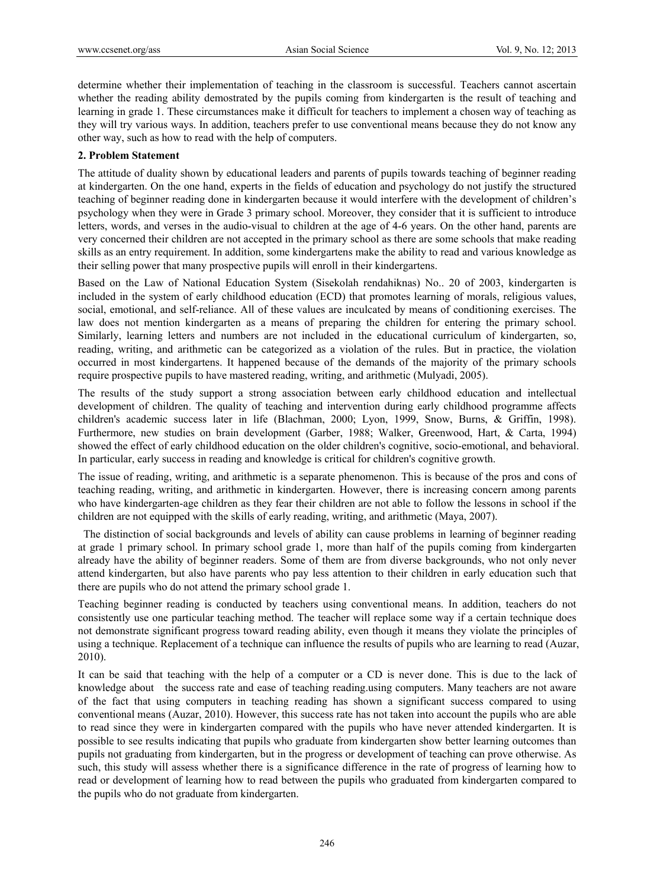determine whether their implementation of teaching in the classroom is successful. Teachers cannot ascertain whether the reading ability demostrated by the pupils coming from kindergarten is the result of teaching and learning in grade 1. These circumstances make it difficult for teachers to implement a chosen way of teaching as they will try various ways. In addition, teachers prefer to use conventional means because they do not know any other way, such as how to read with the help of computers.

## 2. Problem Statement

The attitude of duality shown by educational leaders and parents of pupils towards teaching of beginner reading at kindergarten. On the one hand, experts in the fields of education and psychology do not justify the structured teaching of beginner reading done in kindergarten because it would interfere with the development of children's psychology when they were in Grade 3 primary school. Moreover, they consider that it is sufficient to introduce letters, words, and verses in the audio-visual to children at the age of 4-6 years. On the other hand, parents are very concerned their children are not accepted in the primary school as there are some schools that make reading skills as an entry requirement. In addition, some kindergartens make the ability to read and various knowledge as their selling power that many prospective pupils will enroll in their kindergartens.

Based on the Law of National Education System (Sisekolah rendahiknas) No.. 20 of 2003, kindergarten is included in the system of early childhood education (ECD) that promotes learning of morals, religious values, social, emotional, and self-reliance. All of these values are inculcated by means of conditioning exercises. The law does not mention kindergarten as a means of preparing the children for entering the primary school. Similarly, learning letters and numbers are not included in the educational curriculum of kindergarten, so, reading, writing, and arithmetic can be categorized as a violation of the rules. But in practice, the violation occurred in most kindergartens. It happened because of the demands of the majority of the primary schools require prospective pupils to have mastered reading, writing, and arithmetic (Mulyadi, 2005).

The results of the study support a strong association between early childhood education and intellectual development of children. The quality of teaching and intervention during early childhood programme affects children's academic success later in life (Blachman, 2000; Lyon, 1999, Snow, Burns, & Griffin, 1998). Furthermore, new studies on brain development (Garber, 1988; Walker, Greenwood, Hart, & Carta, 1994) showed the effect of early childhood education on the older children's cognitive, socio-emotional, and behavioral. In particular, early success in reading and knowledge is critical for children's cognitive growth.

The issue of reading, writing, and arithmetic is a separate phenomenon. This is because of the pros and cons of teaching reading, writing, and arithmetic in kindergarten. However, there is increasing concern among parents who have kindergarten-age children as they fear their children are not able to follow the lessons in school if the children are not equipped with the skills of early reading, writing, and arithmetic (Maya, 2007).

The distinction of social backgrounds and levels of ability can cause problems in learning of beginner reading at grade 1 primary school. In primary school grade 1, more than half of the pupils coming from kindergarten already have the ability of beginner readers. Some of them are from diverse backgrounds, who not only never attend kindergarten, but also have parents who pay less attention to their children in early education such that there are pupils who do not attend the primary school grade 1.

Teaching beginner reading is conducted by teachers using conventional means. In addition, teachers do not consistently use one particular teaching method. The teacher will replace some way if a certain technique does not demonstrate significant progress toward reading ability, even though it means they violate the principles of using a technique. Replacement of a technique can influence the results of pupils who are learning to read (Auzar, 2010).

It can be said that teaching with the help of a computer or a CD is never done. This is due to the lack of knowledge about the success rate and ease of teaching reading.using computers. Many teachers are not aware of the fact that using computers in teaching reading has shown a significant success compared to using conventional means (Auzar, 2010). However, this success rate has not taken into account the pupils who are able to read since they were in kindergarten compared with the pupils who have never attended kindergarten. It is possible to see results indicating that pupils who graduate from kindergarten show better learning outcomes than pupils not graduating from kindergarten, but in the progress or development of teaching can prove otherwise. As such, this study will assess whether there is a significance difference in the rate of progress of learning how to read or development of learning how to read between the pupils who graduated from kindergarten compared to the pupils who do not graduate from kindergarten.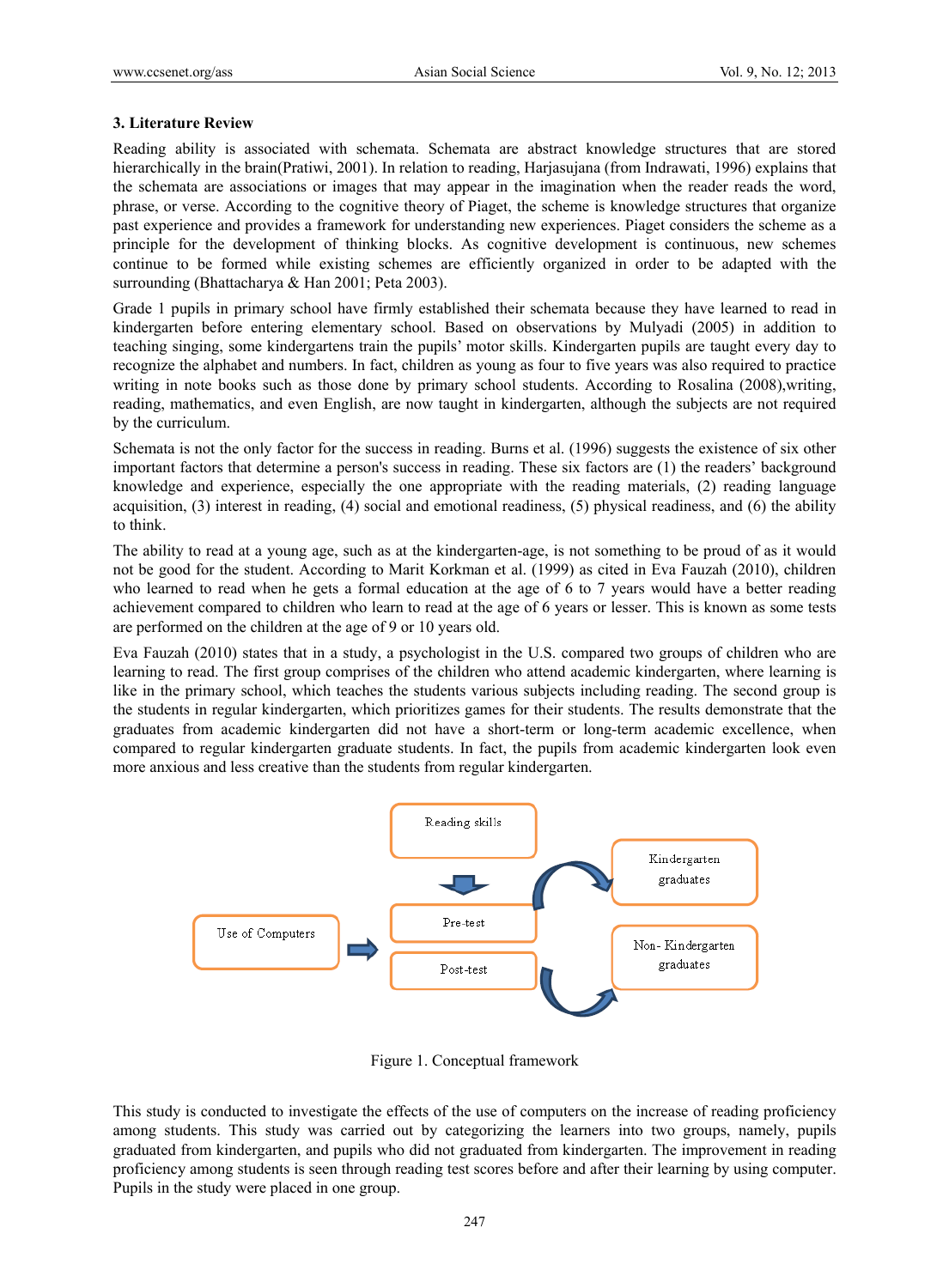## 3. Literature Review

Reading ability is associated with schemata. Schemata are abstract knowledge structures that are stored hierarchically in the brain(Pratiwi, 2001). In relation to reading, Harjasujana (from Indrawati, 1996) explains that the schemata are associations or images that may appear in the imagination when the reader reads the word, phrase, or verse. According to the cognitive theory of Piaget, the scheme is knowledge structures that organize past experience and provides a framework for understanding new experiences. Piaget considers the scheme as a principle for the development of thinking blocks. As cognitive development is continuous, new schemes continue to be formed while existing schemes are efficiently organized in order to be adapted with the surrounding (Bhattacharya & Han 2001; Peta 2003).

Grade 1 pupils in primary school have firmly established their schemata because they have learned to read in kindergarten before entering elementary school. Based on observations by Mulyadi (2005) in addition to teaching singing, some kindergartens train the pupils' motor skills. Kindergarten pupils are taught every day to recognize the alphabet and numbers. In fact, children as young as four to five years was also required to practice writing in note books such as those done by primary school students. According to Rosalina (2008),writing, reading, mathematics, and even English, are now taught in kindergarten, although the subjects are not required by the curriculum.

Schemata is not the only factor for the success in reading. Burns et al. (1996) suggests the existence of six other important factors that determine a person's success in reading. These six factors are (1) the readers' background knowledge and experience, especially the one appropriate with the reading materials, (2) reading language acquisition, (3) interest in reading, (4) social and emotional readiness, (5) physical readiness, and (6) the ability to think.

The ability to read at a young age, such as at the kindergarten-age, is not something to be proud of as it would not be good for the student. According to Marit Korkman et al. (1999) as cited in Eva Fauzah (2010), children who learned to read when he gets a formal education at the age of 6 to 7 years would have a better reading achievement compared to children who learn to read at the age of 6 years or lesser. This is known as some tests are performed on the children at the age of 9 or 10 years old.

Eva Fauzah (2010) states that in a study, a psychologist in the U.S. compared two groups of children who are learning to read. The first group comprises of the children who attend academic kindergarten, where learning is like in the primary school, which teaches the students various subjects including reading. The second group is the students in regular kindergarten, which prioritizes games for their students. The results demonstrate that the graduates from academic kindergarten did not have a short-term or long-term academic excellence, when compared to regular kindergarten graduate students. In fact, the pupils from academic kindergarten look even more anxious and less creative than the students from regular kindergarten.

Reading skills

Use of Computers

Pre-test

Post-test

Kindergarten graduates

Non- Kindergarten graduates

Figure 1. Conceptual framework

This study is conducted to investigate the effects of the use of computers on the increase of reading proficiency among students. This study was carried out by categorizing the learners into two groups, namely, pupils graduated from kindergarten, and pupils who did not graduated from kindergarten. The improvement in reading proficiency among students is seen through reading test scores before and after their learning by using computer. Pupils in the study were placed in one group.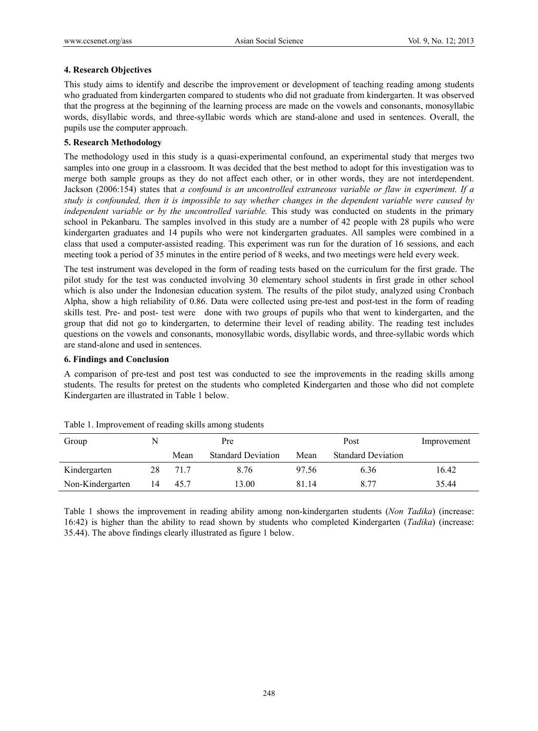## 4. Research Objectives

This study aims to identify and describe the improvement or development of teaching reading among students who graduated from kindergarten compared to students who did not graduate from kindergarten. It was observed that the progress at the beginning of the learning process are made on the vowels and consonants, monosyllabic words, disyllabic words, and three-syllabic words which are stand-alone and used in sentences. Overall, the pupils use the computer approach.

## 5. Research Methodology

The methodology used in this study is a quasi-experimental confound, an experimental study that merges two samples into one group in a classroom. It was decided that the best method to adopt for this investigation was to merge both sample groups as they do not affect each other, or in other words, they are not interdependent. Jackson (2006:154) states that *a confound is an uncontrolled extraneous variable or flaw in experiment. If a study is confounded, then it is impossible to say whether changes in the dependent variable were caused by independent variable or by the uncontrolled variable.* This study was conducted on students in the primary school in Pekanbaru. The samples involved in this study are a number of 42 people with 28 pupils who were kindergarten graduates and 14 pupils who were not kindergarten graduates. All samples were combined in a class that used a computer-assisted reading. This experiment was run for the duration of 16 sessions, and each meeting took a period of 35 minutes in the entire period of 8 weeks, and two meetings were held every week.

The test instrument was developed in the form of reading tests based on the curriculum for the first grade. The pilot study for the test was conducted involving 30 elementary school students in first grade in other school which is also under the Indonesian education system. The results of the pilot study, analyzed using Cronbach Alpha, show a high reliability of 0.86. Data were collected using pre-test and post-test in the form of reading skills test. Pre- and post- test were done with two groups of pupils who that went to kindergarten, and the group that did not go to kindergarten, to determine their level of reading ability. The reading test includes questions on the vowels and consonants, monosyllabic words, disyllabic words, and three-syllabic words which are stand-alone and used in sentences.

## 6. Findings and Conclusion

A comparison of pre-test and post test was conducted to see the improvements in the reading skills among students. The results for pretest on the students who completed Kindergarten and those who did not complete Kindergarten are illustrated in Table 1 below.

Table 1. Improvement of reading skills among students

| Group | N | Pre | | Post | | Improvement |
|---|---|---|---|---|---|---|
| | | Mean | Standard Deviation | Mean | Standard Deviation | |
| Kindergarten | 28 | 71.7 | 8.76 | 97.56 | 6.36 | 16.42 |
| Non-Kindergarten | 14 | 45.7 | 13.00 | 81.14 | 8.77 | 35.44 |

Table 1 shows the improvement in reading ability among non-kindergarten students (*Non Tadika*) (increase: 16:42) is higher than the ability to read shown by students who completed Kindergarten (*Tadika*) (increase: 35.44). The above findings clearly illustrated as figure 1 below.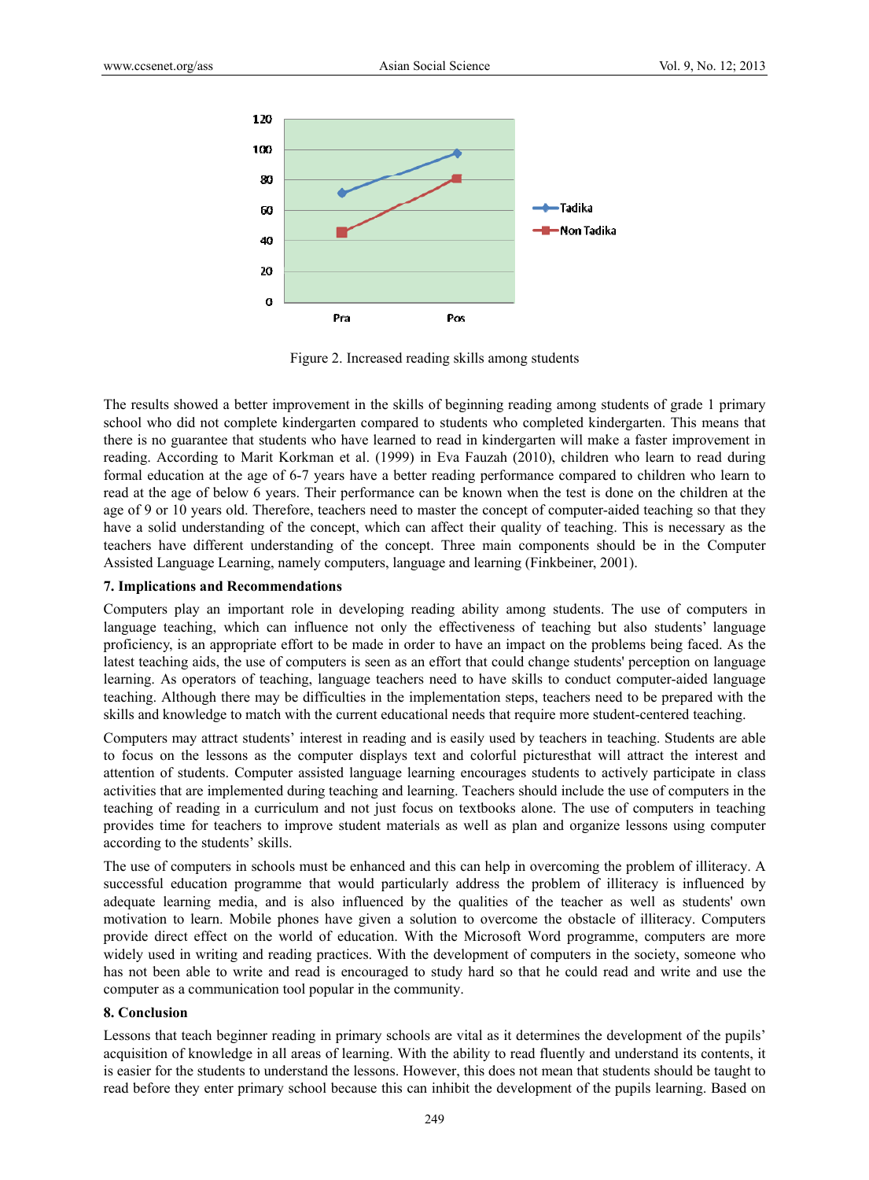Figure 2. Increased reading skills among students

The results showed a better improvement in the skills of beginning reading among students of grade 1 primary school who did not complete kindergarten compared to students who completed kindergarten. This means that there is no guarantee that students who have learned to read in kindergarten will make a faster improvement in reading. According to Marit Korkman et al. (1999) in Eva Fauzah (2010), children who learn to read during formal education at the age of 6-7 years have a better reading performance compared to children who learn to read at the age of below 6 years. Their performance can be known when the test is done on the children at the age of 9 or 10 years old. Therefore, teachers need to master the concept of computer-aided teaching so that they have a solid understanding of the concept, which can affect their quality of teaching. This is necessary as the teachers have different understanding of the concept. Three main components should be in the Computer Assisted Language Learning, namely computers, language and learning (Finkbeiner, 2001).

## 7. Implications and Recommendations

Computers play an important role in developing reading ability among students. The use of computers in language teaching, which can influence not only the effectiveness of teaching but also students' language proficiency, is an appropriate effort to be made in order to have an impact on the problems being faced. As the latest teaching aids, the use of computers is seen as an effort that could change students' perception on language learning. As operators of teaching, language teachers need to have skills to conduct computer-aided language teaching. Although there may be difficulties in the implementation steps, teachers need to be prepared with the skills and knowledge to match with the current educational needs that require more student-centered teaching.

Computers may attract students' interest in reading and is easily used by teachers in teaching. Students are able to focus on the lessons as the computer displays text and colorful picturesthat will attract the interest and attention of students. Computer assisted language learning encourages students to actively participate in class activities that are implemented during teaching and learning. Teachers should include the use of computers in the teaching of reading in a curriculum and not just focus on textbooks alone. The use of computers in teaching provides time for teachers to improve student materials as well as plan and organize lessons using computer according to the students' skills.

The use of computers in schools must be enhanced and this can help in overcoming the problem of illiteracy. A successful education programme that would particularly address the problem of illiteracy is influenced by adequate learning media, and is also influenced by the qualities of the teacher as well as students' own motivation to learn. Mobile phones have given a solution to overcome the obstacle of illiteracy. Computers provide direct effect on the world of education. With the Microsoft Word programme, computers are more widely used in writing and reading practices. With the development of computers in the society, someone who has not been able to write and read is encouraged to study hard so that he could read and write and use the computer as a communication tool popular in the community.

## 8. Conclusion

Lessons that teach beginner reading in primary schools are vital as it determines the development of the pupils' acquisition of knowledge in all areas of learning. With the ability to read fluently and understand its contents, it is easier for the students to understand the lessons. However, this does not mean that students should be taught to read before they enter primary school because this can inhibit the development of the pupils learning. Based on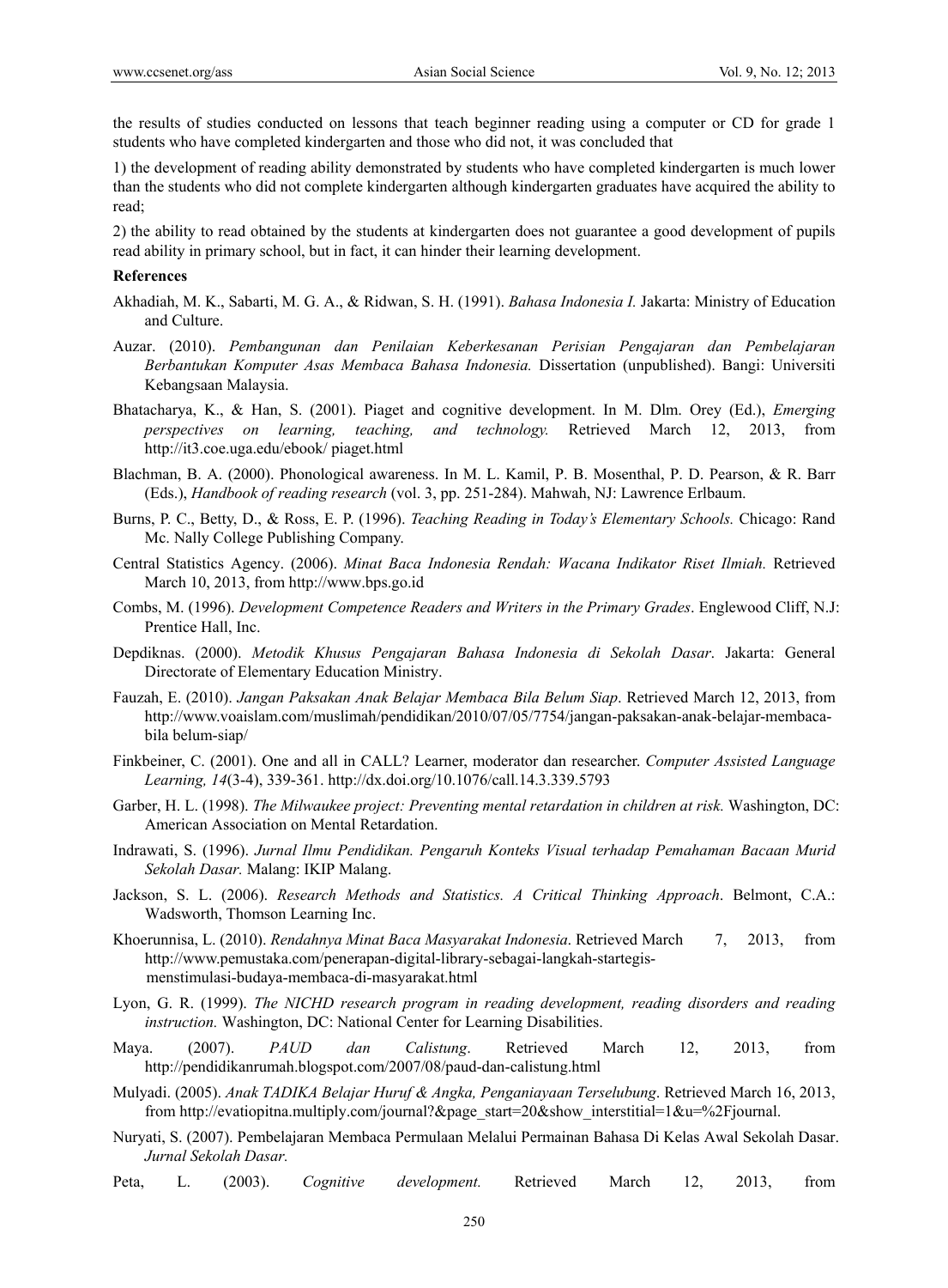the results of studies conducted on lessons that teach beginner reading using a computer or CD for grade 1 students who have completed kindergarten and those who did not, it was concluded that

1) the development of reading ability demonstrated by students who have completed kindergarten is much lower than the students who did not complete kindergarten although kindergarten graduates have acquired the ability to read;

2) the ability to read obtained by the students at kindergarten does not guarantee a good development of pupils read ability in primary school, but in fact, it can hinder their learning development.

**References**

Akhadiah, M. K., Sabarti, M. G. A., & Ridwan, S. H. (1991). *Bahasa Indonesia I.* Jakarta: Ministry of Education and Culture.

Auzar. (2010). *Pembangunan dan Penilaian Keberkesanan Perisian Pengajaran dan Pembelajaran Berbantukan Komputer Asas Membaca Bahasa Indonesia.* Dissertation (unpublished). Bangi: Universiti Kebangsaan Malaysia.

Bhatacharya, K., & Han, S. (2001). Piaget and cognitive development. In M. Dlm. Orey (Ed.), *Emerging perspectives on learning, teaching, and technology.* Retrieved March 12, 2013, from http://it3.coe.uga.edu/ebook/ piaget.html

Blachman, B. A. (2000). Phonological awareness. In M. L. Kamil, P. B. Mosenthal, P. D. Pearson, & R. Barr (Eds.), *Handbook of reading research* (vol. 3, pp. 251-284). Mahwah, NJ: Lawrence Erlbaum.

Burns, P. C., Betty, D., & Ross, E. P. (1996). *Teaching Reading in Today's Elementary Schools.* Chicago: Rand Mc. Nally College Publishing Company.

Central Statistics Agency. (2006). *Minat Baca Indonesia Rendah: Wacana Indikator Riset Ilmiah.* Retrieved March 10, 2013, from http://www.bps.go.id

Combs, M. (1996). *Development Competence Readers and Writers in the Primary Grades*. Englewood Cliff, N.J: Prentice Hall, Inc.

Depdiknas. (2000). *Metodik Khusus Pengajaran Bahasa Indonesia di Sekolah Dasar*. Jakarta: General Directorate of Elementary Education Ministry.

Fauzah, E. (2010). *Jangan Paksakan Anak Belajar Membaca Bila Belum Siap*. Retrieved March 12, 2013, from http://www.voaislam.com/muslimah/pendidikan/2010/07/05/7754/jangan-paksakan-anak-belajar-membaca-bila belum-siap/

Finkbeiner, C. (2001). One and all in CALL? Learner, moderator dan researcher. *Computer Assisted Language Learning, 14*(3-4), 339-361. http://dx.doi.org/10.1076/call.14.3.339.5793

Garber, H. L. (1998). *The Milwaukee project: Preventing mental retardation in children at risk.* Washington, DC: American Association on Mental Retardation.

Indrawati, S. (1996). *Jurnal Ilmu Pendidikan. Pengaruh Konteks Visual terhadap Pemahaman Bacaan Murid Sekolah Dasar.* Malang: IKIP Malang.

Jackson, S. L. (2006). *Research Methods and Statistics. A Critical Thinking Approach*. Belmont, C.A.: Wadsworth, Thomson Learning Inc.

Khoerunnisa, L. (2010). *Rendahnya Minat Baca Masyarakat Indonesia*. Retrieved March 7, 2013, from http://www.pemustaka.com/penerapan-digital-library-sebagai-langkah-startegis-menstimulasi-budaya-membaca-di-masyarakat.html

Lyon, G. R. (1999). *The NICHD research program in reading development, reading disorders and reading instruction.* Washington, DC: National Center for Learning Disabilities.

Maya. (2007). *PAUD dan Calistung*. Retrieved March 12, 2013, from http://pendidikanrumah.blogspot.com/2007/08/paud-dan-calistung.html

Mulyadi. (2005). *Anak TADIKA Belajar Huruf & Angka, Penganiayaan Terselubung*. Retrieved March 16, 2013, from http://evatiopitna.multiply.com/journal?&page_start=20&show_interstitial=1&u=%2Fjournal.

Nuryati, S. (2007). Pembelajaran Membaca Permulaan Melalui Permainan Bahasa Di Kelas Awal Sekolah Dasar. *Jurnal Sekolah Dasar.*

Peta, L. (2003). *Cognitive development.* Retrieved March 12, 2013, from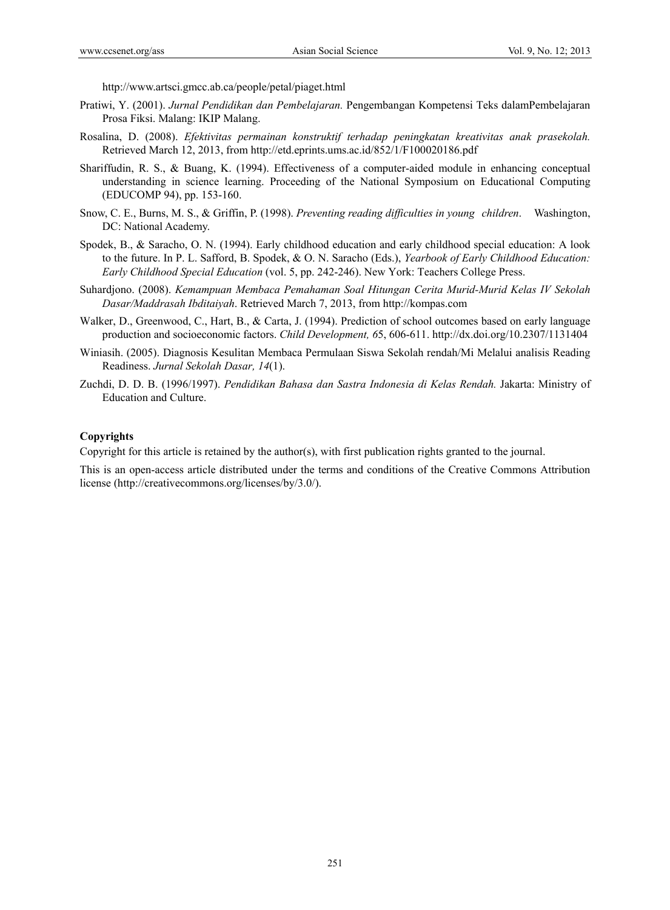http://www.artsci.gmcc.ab.ca/people/petal/piaget.html

Pratiwi, Y. (2001). *Jurnal Pendidikan dan Pembelajaran.* Pengembangan Kompetensi Teks dalamPembelajaran Prosa Fiksi. Malang: IKIP Malang.

Rosalina, D. (2008). *Efektivitas permainan konstruktif terhadap peningkatan kreativitas anak prasekolah.* Retrieved March 12, 2013, from http://etd.eprints.ums.ac.id/852/1/F100020186.pdf

Shariffudin, R. S., & Buang, K. (1994). Effectiveness of a computer-aided module in enhancing conceptual understanding in science learning. Proceeding of the National Symposium on Educational Computing (EDUCOMP 94), pp. 153-160.

Snow, C. E., Burns, M. S., & Griffin, P. (1998). *Preventing reading difficulties in young children*. Washington, DC: National Academy.

Spodek, B., & Saracho, O. N. (1994). Early childhood education and early childhood special education: A look to the future. In P. L. Safford, B. Spodek, & O. N. Saracho (Eds.), *Yearbook of Early Childhood Education: Early Childhood Special Education* (vol. 5, pp. 242-246). New York: Teachers College Press.

Suhardjono. (2008). *Kemampuan Membaca Pemahaman Soal Hitungan Cerita Murid-Murid Kelas IV Sekolah Dasar/Maddrasah Ibditaiyah*. Retrieved March 7, 2013, from http://kompas.com

Walker, D., Greenwood, C., Hart, B., & Carta, J. (1994). Prediction of school outcomes based on early language production and socioeconomic factors. *Child Development, 65*, 606-611. http://dx.doi.org/10.2307/1131404

Winiasih. (2005). Diagnosis Kesulitan Membaca Permulaan Siswa Sekolah rendah/Mi Melalui analisis Reading Readiness. *Jurnal Sekolah Dasar, 14*(1).

Zuchdi, D. D. B. (1996/1997). *Pendidikan Bahasa dan Sastra Indonesia di Kelas Rendah.* Jakarta: Ministry of Education and Culture.

**Copyrights**

Copyright for this article is retained by the author(s), with first publication rights granted to the journal.

This is an open-access article distributed under the terms and conditions of the Creative Commons Attribution license (http://creativecommons.org/licenses/by/3.0/).